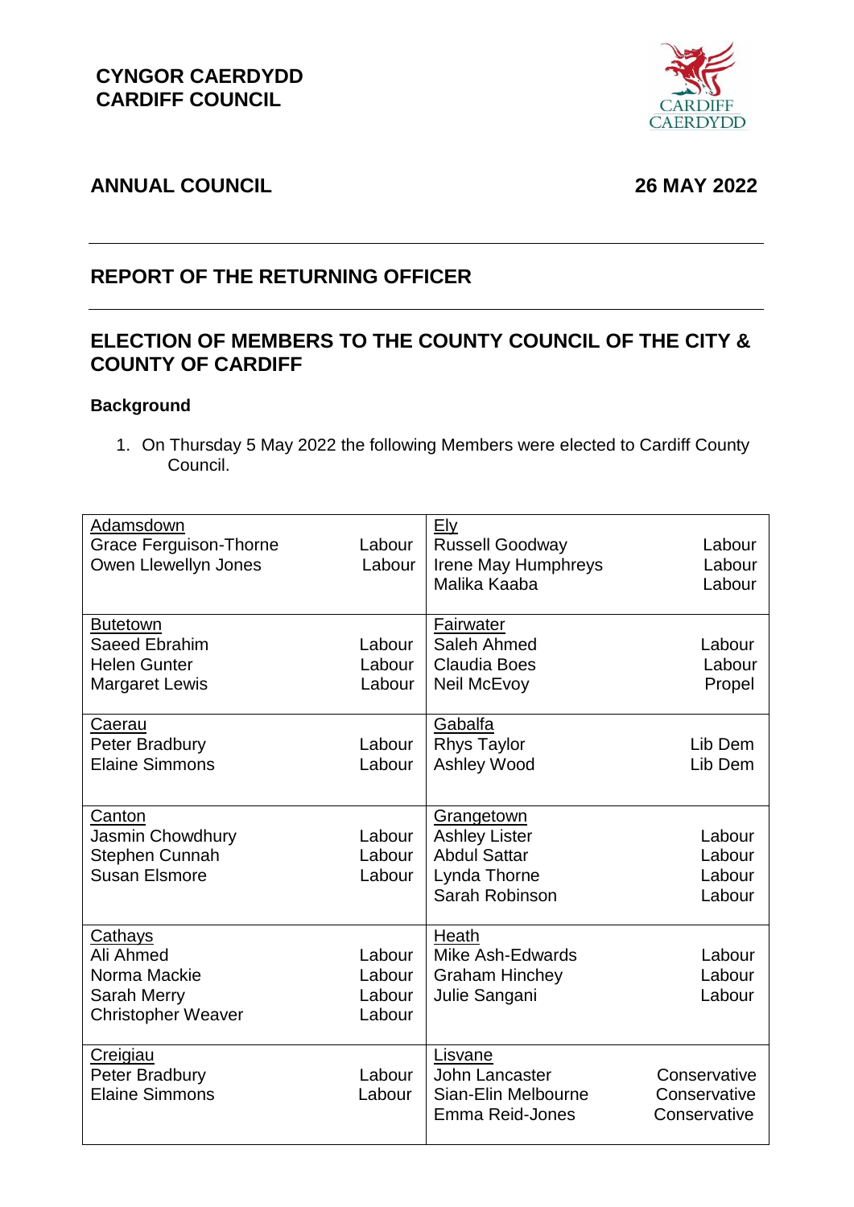**CYNGOR CAERDYDD**
**CARDIFF COUNCIL**

## ANNUAL COUNCIL

**26 MAY 2022**

---

## REPORT OF THE RETURNING OFFICER

---

## ELECTION OF MEMBERS TO THE COUNTY COUNCIL OF THE CITY & COUNTY OF CARDIFF

### Background

1. On Thursday 5 May 2022 the following Members were elected to Cardiff County Council.

| Ward / Member | Party | Ward / Member | Party |
|---|---|---|---|
| Adamsdown | | Ely | |
| Grace Ferguison-Thorne | Labour | Russell Goodway | Labour |
| Owen Llewellyn Jones | Labour | Irene May Humphreys | Labour |
| | | Malika Kaaba | Labour |
| Butetown | | Fairwater | |
| Saeed Ebrahim | Labour | Saleh Ahmed | Labour |
| Helen Gunter | Labour | Claudia Boes | Labour |
| Margaret Lewis | Labour | Neil McEvoy | Propel |
| Caerau | | Gabalfa | |
| Peter Bradbury | Labour | Rhys Taylor | Lib Dem |
| Elaine Simmons | Labour | Ashley Wood | Lib Dem |
| Canton | | Grangetown | |
| Jasmin Chowdhury | Labour | Ashley Lister | Labour |
| Stephen Cunnah | Labour | Abdul Sattar | Labour |
| Susan Elsmore | Labour | Lynda Thorne | Labour |
| | | Sarah Robinson | Labour |
| Cathays | | Heath | |
| Ali Ahmed | Labour | Mike Ash-Edwards | Labour |
| Norma Mackie | Labour | Graham Hinchey | Labour |
| Sarah Merry | Labour | Julie Sangani | Labour |
| Christopher Weaver | Labour | | |
| Creigiau | | Lisvane | |
| Peter Bradbury | Labour | John Lancaster | Conservative |
| Elaine Simmons | Labour | Sian-Elin Melbourne | Conservative |
| | | Emma Reid-Jones | Conservative |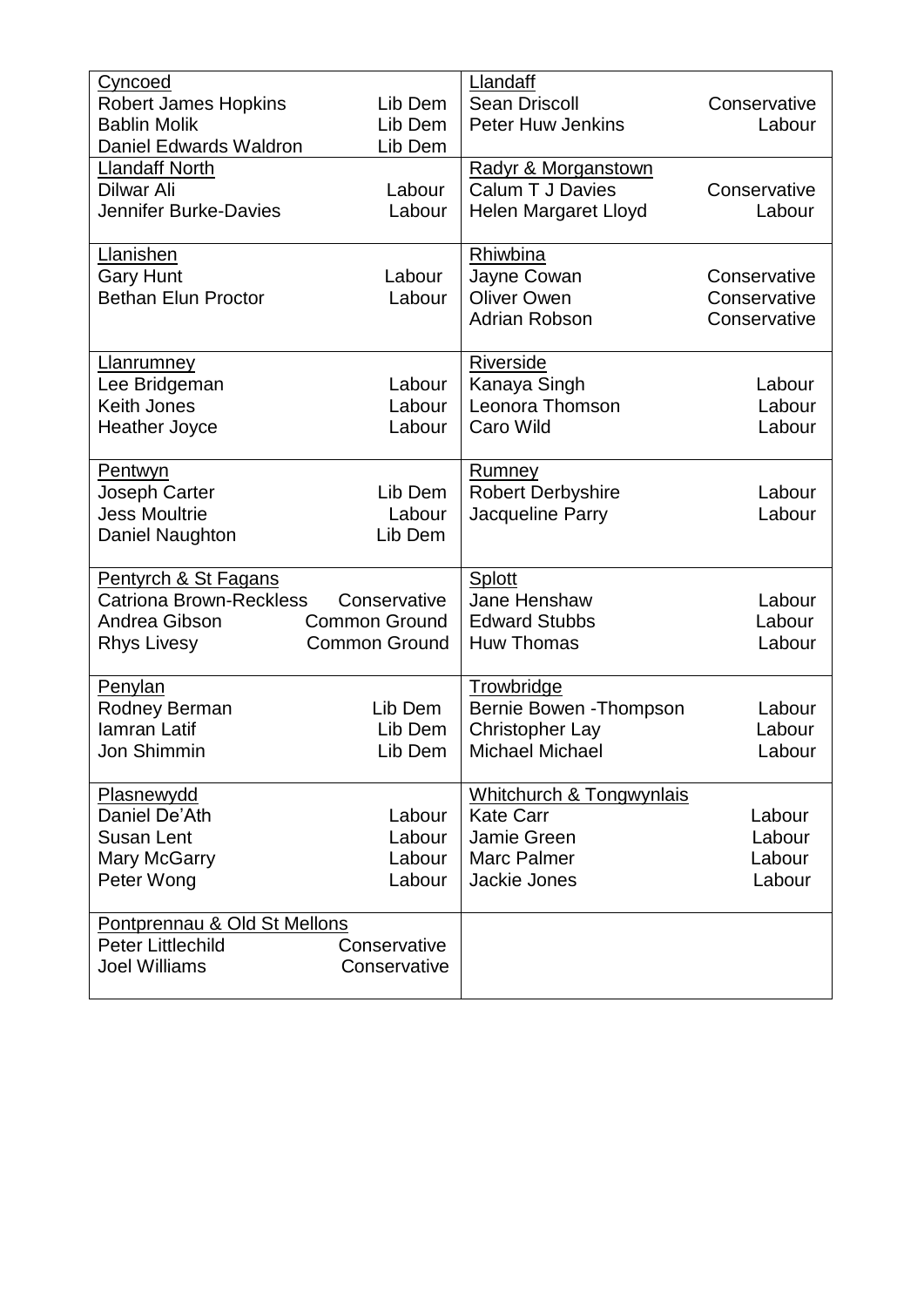| Ward / Councillor | Party | Ward / Councillor | Party |
|---|---|---|---|
| Cyncoed | | Llandaff | |
| Robert James Hopkins | Lib Dem | Sean Driscoll | Conservative |
| Bablin Molik | Lib Dem | Peter Huw Jenkins | Labour |
| Daniel Edwards Waldron | Lib Dem | | |
| Llandaff North | | Radyr & Morganstown | |
| Dilwar Ali | Labour | Calum T J Davies | Conservative |
| Jennifer Burke-Davies | Labour | Helen Margaret Lloyd | Labour |
| Llanishen | | Rhiwbina | |
| Gary Hunt | Labour | Jayne Cowan | Conservative |
| Bethan Elun Proctor | Labour | Oliver Owen | Conservative |
| | | Adrian Robson | Conservative |
| Llanrumney | | Riverside | |
| Lee Bridgeman | Labour | Kanaya Singh | Labour |
| Keith Jones | Labour | Leonora Thomson | Labour |
| Heather Joyce | Labour | Caro Wild | Labour |
| Pentwyn | | Rumney | |
| Joseph Carter | Lib Dem | Robert Derbyshire | Labour |
| Jess Moultrie | Labour | Jacqueline Parry | Labour |
| Daniel Naughton | Lib Dem | | |
| Pentyrch & St Fagans | | Splott | |
| Catriona Brown-Reckless | Conservative | Jane Henshaw | Labour |
| Andrea Gibson | Common Ground | Edward Stubbs | Labour |
| Rhys Livesy | Common Ground | Huw Thomas | Labour |
| Penylan | | Trowbridge | |
| Rodney Berman | Lib Dem | Bernie Bowen -Thompson | Labour |
| Iamran Latif | Lib Dem | Christopher Lay | Labour |
| Jon Shimmin | Lib Dem | Michael Michael | Labour |
| Plasnewydd | | Whitchurch & Tongwynlais | |
| Daniel De'Ath | Labour | Kate Carr | Labour |
| Susan Lent | Labour | Jamie Green | Labour |
| Mary McGarry | Labour | Marc Palmer | Labour |
| Peter Wong | Labour | Jackie Jones | Labour |
| Pontprennau & Old St Mellons | | | |
| Peter Littlechild | Conservative | | |
| Joel Williams | Conservative | | |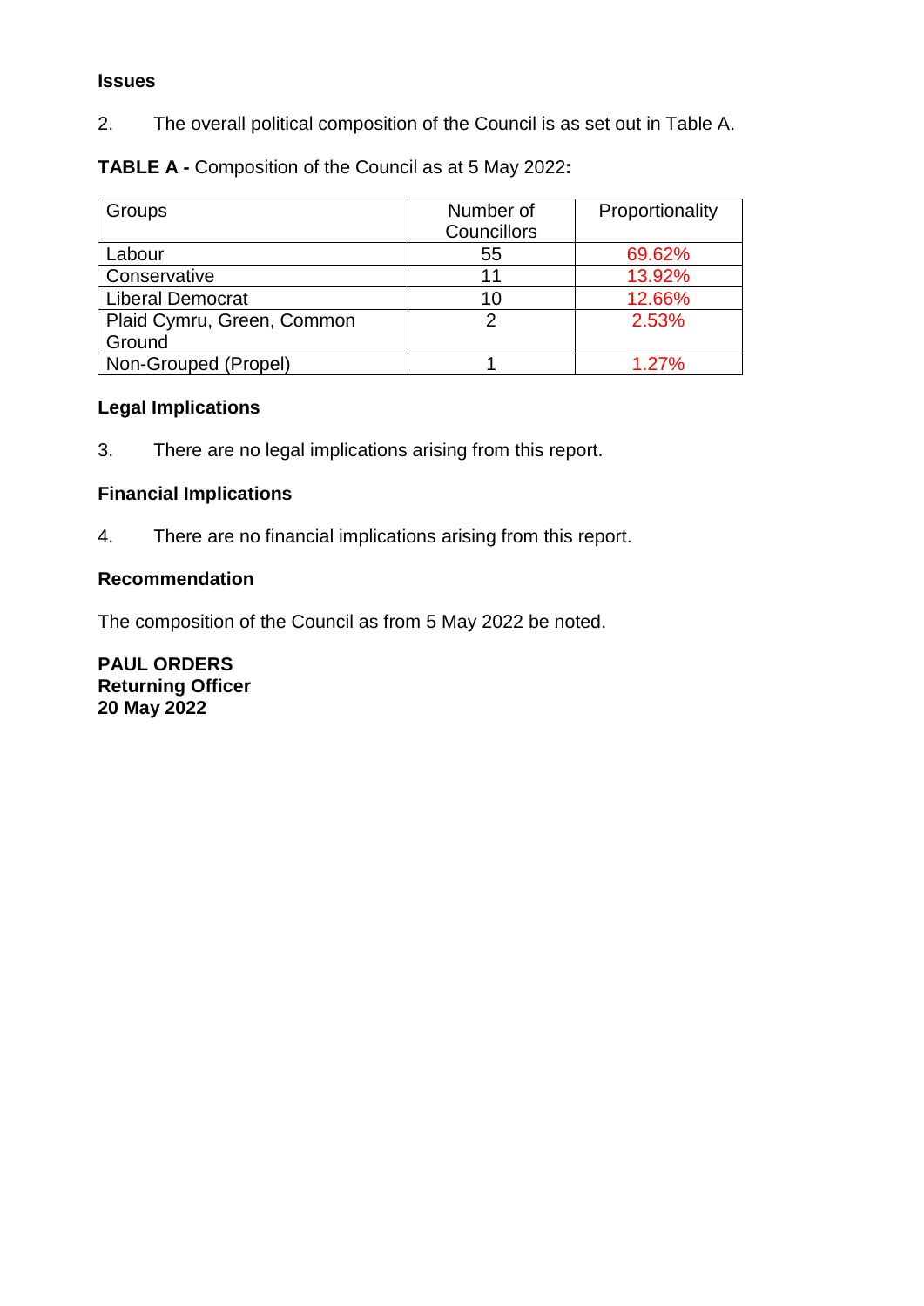**Issues**

2. The overall political composition of the Council is as set out in Table A.

**TABLE A -** Composition of the Council as at 5 May 2022**:**

| Groups | Number of Councillors | Proportionality |
|---|---|---|
| Labour | 55 | 69.62% |
| Conservative | 11 | 13.92% |
| Liberal Democrat | 10 | 12.66% |
| Plaid Cymru, Green, Common Ground | 2 | 2.53% |
| Non-Grouped (Propel) | 1 | 1.27% |

**Legal Implications**

3. There are no legal implications arising from this report.

**Financial Implications**

4. There are no financial implications arising from this report.

**Recommendation**

The composition of the Council as from 5 May 2022 be noted.

**PAUL ORDERS**
**Returning Officer**
**20 May 2022**